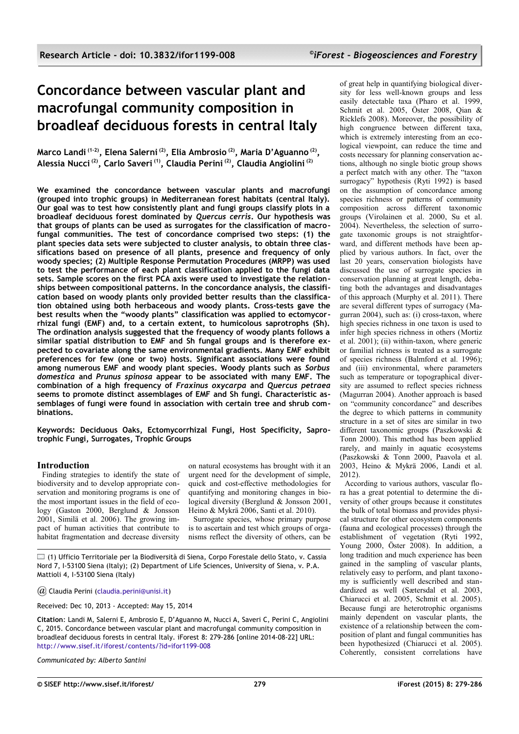# Concordance between vascular plant and macrofungal community composition in broadleaf deciduous forests in central Italy

**Marco Landi [1-2], Elena Salerni [2], Elia Ambrosio [2], Maria D'Aguanno [2], Alessia Nucci [2], Carlo Saveri [1], Claudia Perini [2], Claudia Angiolini [2]**

**We examined the concordance between vascular plants and macrofungi (grouped into trophic groups) in Mediterranean forest habitats (central Italy). Our goal was to test how consistently plant and fungi groups classify plots in a broadleaf deciduous forest dominated by *Quercus cerris*. Our hypothesis was that groups of plants can be used as surrogates for the classification of macrofungal communities. The test of concordance comprised two steps: (1) the plant species data sets were subjected to cluster analysis, to obtain three classifications based on presence of all plants, presence and frequency of only woody species; (2) Multiple Response Permutation Procedures (MRPP) was used to test the performance of each plant classification applied to the fungi data sets. Sample scores on the first PCA axis were used to investigate the relationships between compositional patterns. In the concordance analysis, the classification based on woody plants only provided better results than the classification obtained using both herbaceous and woody plants. Cross-tests gave the best results when the "woody plants" classification was applied to ectomycorrhizal fungi (EMF) and, to a certain extent, to humicolous saprotrophs (Sh). The ordination analysis suggested that the frequency of woody plants follows a similar spatial distribution to EMF and Sh fungal groups and is therefore expected to covariate along the same environmental gradients. Many EMF exhibit preferences for few (one or two) hosts. Significant associations were found among numerous EMF and woody plant species. Woody plants such as *Sorbus domestica* and *Prunus spinosa* appear to be associated with many EMF. The combination of a high frequency of *Fraxinus oxycarpa* and *Quercus petraea* seems to promote distinct assemblages of EMF and Sh fungi. Characteristic assemblages of fungi were found in association with certain tree and shrub combinations.**

**Keywords: Deciduous Oaks, Ectomycorrhizal Fungi, Host Specificity, Saprotrophic Fungi, Surrogates, Trophic Groups**

## Introduction

Finding strategies to identify the state of biodiversity and to develop appropriate conservation and monitoring programs is one of the most important issues in the field of ecology (Gaston 2000, Berglund & Jonsson 2001, Similä et al. 2006). The growing impact of human activities that contribute to habitat fragmentation and decrease diversity on natural ecosystems has brought with it an urgent need for the development of simple, quick and cost-effective methodologies for quantifying and monitoring changes in biological diversity (Berglund & Jonsson 2001, Heino & Mykrä 2006, Santi et al. 2010).

Surrogate species, whose primary purpose is to ascertain and test which groups of organisms reflect the diversity of others, can be of great help in quantifying biological diversity for less well-known groups and less easily detectable taxa (Pharo et al. 1999, Schmit et al. 2005, Öster 2008, Qian & Ricklefs 2008). Moreover, the possibility of high congruence between different taxa, which is extremely interesting from an ecological viewpoint, can reduce the time and costs necessary for planning conservation actions, although no single biotic group shows a perfect match with any other. The "taxon surrogacy" hypothesis (Ryti 1992) is based on the assumption of concordance among species richness or patterns of community composition across different taxonomic groups (Virolainen et al. 2000, Su et al. 2004). Nevertheless, the selection of surrogate taxonomic groups is not straightforward, and different methods have been applied by various authors. In fact, over the last 20 years, conservation biologists have discussed the use of surrogate species in conservation planning at great length, debating both the advantages and disadvantages of this approach (Murphy et al. 2011). There are several different types of surrogacy (Magurran 2004), such as: (i) cross-taxon, where high species richness in one taxon is used to infer high species richness in others (Mortiz et al. 2001); (ii) within-taxon, where generic or familial richness is treated as a surrogate of species richness (Balmford et al. 1996); and (iii) environmental, where parameters such as temperature or topographical diversity are assumed to reflect species richness (Magurran 2004). Another approach is based on "community concordance" and describes the degree to which patterns in community structure in a set of sites are similar in two different taxonomic groups (Paszkowski & Tonn 2000). This method has been applied rarely, and mainly in aquatic ecosystems (Paszkowski & Tonn 2000, Paavola et al. 2003, Heino & Mykrä 2006, Landi et al. 2012).

According to various authors, vascular flora has a great potential to determine the diversity of other groups because it constitutes the bulk of total biomass and provides physical structure for other ecosystem components (fauna and ecological processes) through the establishment of vegetation (Ryti 1992, Young 2000, Öster 2008). In addition, a long tradition and much experience has been gained in the sampling of vascular plants, relatively easy to perform, and plant taxonomy is sufficiently well described and standardized as well (Sætersdal et al. 2003, Chiarucci et al. 2005, Schmit et al. 2005). Because fungi are heterotrophic organisms mainly dependent on vascular plants, the existence of a relationship between the composition of plant and fungal communities has been hypothesized (Chiarucci et al. 2005). Coherently, consistent correlations have

(1) Ufficio Territoriale per la Biodiversità di Siena, Corpo Forestale dello Stato, v. Cassia Nord 7, I-53100 Siena (Italy); (2) Department of Life Sciences, University of Siena, v. P.A. Mattioli 4, I-53100 Siena (Italy)

@ Claudia Perini (claudia.perini@unisi.it)

Received: Dec 10, 2013 - Accepted: May 15, 2014

**Citation**: Landi M, Salerni E, Ambrosio E, D'Aguanno M, Nucci A, Saveri C, Perini C, Angiolini C, 2015. Concordance between vascular plant and macrofungal community composition in broadleaf deciduous forests in central Italy. iForest 8: 279-286 [online 2014-08-22] URL: http://www.sisef.it/iforest/contents/?id=ifor1199-008

*Communicated by: Alberto Santini*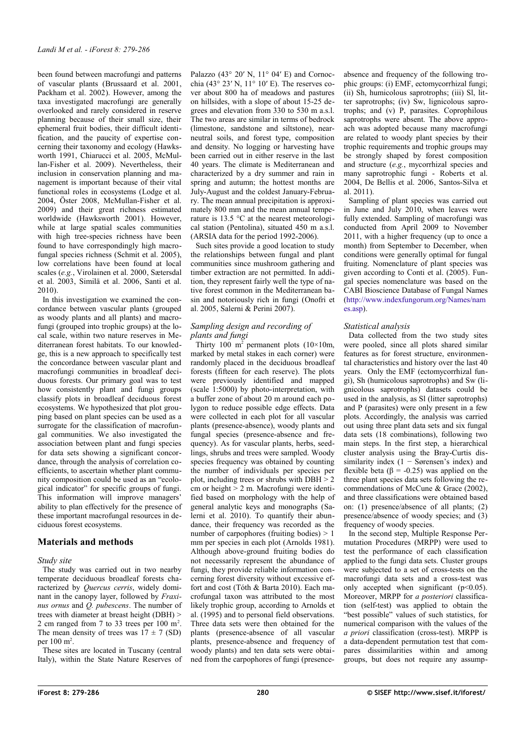been found between macrofungi and patterns of vascular plants (Brussaard et al. 2001, Packham et al. 2002). However, among the taxa investigated macrofungi are generally overlooked and rarely considered in reserve planning because of their small size, their ephemeral fruit bodies, their difficult identification, and the paucity of expertise concerning their taxonomy and ecology (Hawksworth 1991, Chiarucci et al. 2005, McMullan-Fisher et al. 2009). Nevertheless, their inclusion in conservation planning and management is important because of their vital functional roles in ecosystems (Lodge et al. 2004, Öster 2008, McMullan-Fisher et al. 2009) and their great richness estimated worldwide (Hawksworth 2001). However, while at large spatial scales communities with high tree-species richness have been found to have correspondingly high macrofungal species richness (Schmit et al. 2005), low correlations have been found at local scales (*e.g.*, Virolainen et al. 2000, Sætersdal et al. 2003, Similä et al. 2006, Santi et al. 2010).

In this investigation we examined the concordance between vascular plants (grouped as woody plants and all plants) and macrofungi (grouped into trophic groups) at the local scale, within two nature reserves in Mediterranean forest habitats. To our knowledge, this is a new approach to specifically test the concordance between vascular plant and macrofungi communities in broadleaf deciduous forests. Our primary goal was to test how consistently plant and fungi groups classify plots in broadleaf deciduous forest ecosystems. We hypothesized that plot grouping based on plant species can be used as a surrogate for the classification of macrofungal communities. We also investigated the association between plant and fungi species for data sets showing a significant concordance, through the analysis of correlation coefficients, to ascertain whether plant community composition could be used as an "ecological indicator" for specific groups of fungi. This information will improve managers' ability to plan effectively for the presence of these important macrofungal resources in deciduous forest ecosystems.

## Materials and methods

### Study site

The study was carried out in two nearby temperate deciduous broadleaf forests characterized by *Quercus cerris*, widely dominant in the canopy layer, followed by *Fraxinus ornus* and *Q. pubescens*. The number of trees with diameter at breast height (DBH) > 2 cm ranged from 7 to 33 trees per 100 m$^2$. The mean density of trees was $17 \pm 7$ (SD) per 100 m$^2$.

These sites are located in Tuscany (central Italy), within the State Nature Reserves of Palazzo (43° 20′ N, 11° 04′ E) and Cornocchia (43° 23′ N, 11° 10′ E). The reserves cover about 800 ha of meadows and pastures on hillsides, with a slope of about 15-25 degrees and elevation from 330 to 530 m a.s.l. The two areas are similar in terms of bedrock (limestone, sandstone and siltstone), near-neutral soils, and forest type, composition and density. No logging or harvesting have been carried out in either reserve in the last 40 years. The climate is Mediterranean and characterized by a dry summer and rain in spring and autumn; the hottest months are July-August and the coldest January-February. The mean annual precipitation is approximately 800 mm and the mean annual temperature is 13.5 °C at the nearest meteorological station (Pentolina), situated 450 m a.s.l. (ARSIA data for the period 1992-2006).

Such sites provide a good location to study the relationships between fungal and plant communities since mushroom gathering and timber extraction are not permitted. In addition, they represent fairly well the type of native forest common in the Mediterranean basin and notoriously rich in fungi (Onofri et al. 2005, Salerni & Perini 2007).

### Sampling design and recording of plants and fungi

Thirty 100 m$^2$ permanent plots (10×10m, marked by metal stakes in each corner) were randomly placed in the deciduous broadleaf forests (fifteen for each reserve). The plots were previously identified and mapped (scale 1:5000) by photo-interpretation, with a buffer zone of about 20 m around each polygon to reduce possible edge effects. Data were collected in each plot for all vascular plants (presence-absence), woody plants and fungal species (presence-absence and frequency). As for vascular plants, herbs, seedlings, shrubs and trees were sampled. Woody species frequency was obtained by counting the number of individuals per species per plot, including trees or shrubs with DBH > 2 cm or height > 2 m. Macrofungi were identified based on morphology with the help of general analytic keys and monographs (Salerni et al. 2010). To quantify their abundance, their frequency was recorded as the number of carpophores (fruiting bodies) > 1 mm per species in each plot (Arnolds 1981). Although above-ground fruiting bodies do not necessarily represent the abundance of fungi, they provide reliable information concerning forest diversity without excessive effort and cost (Tóth & Barta 2010). Each macrofungal taxon was attributed to the most likely trophic group, according to Arnolds et al. (1995) and to personal field observations. Three data sets were then obtained for the plants (presence-absence of all vascular plants, presence-absence and frequency of woody plants) and ten data sets were obtained from the carpophores of fungi (presence-absence and frequency of the following trophic groups: (i) EMF, ectomycorrhizal fungi; (ii) Sh, humicolous saprotrophs; (iii) Sl, litter saprotrophs; (iv) Sw, lignicolous saprotrophs; and (v) P, parasites. Coprophilous saprotrophs were absent. The above approach was adopted because many macrofungi are related to woody plant species by their trophic requirements and trophic groups may be strongly shaped by forest composition and structure (*e.g.*, mycorrhizal species and many saprotrophic fungi - Roberts et al. 2004, De Bellis et al. 2006, Santos-Silva et al. 2011).

Sampling of plant species was carried out in June and July 2010, when leaves were fully extended. Sampling of macrofungi was conducted from April 2009 to November 2011, with a higher frequency (up to once a month) from September to December, when conditions were generally optimal for fungal fruiting. Nomenclature of plant species was given according to Conti et al. (2005). Fungal species nomenclature was based on the CABI Bioscience Database of Fungal Names (http://www.indexfungorum.org/Names/names.asp).

### Statistical analysis

Data collected from the two study sites were pooled, since all plots shared similar features as for forest structure, environmental characteristics and history over the last 40 years. Only the EMF (ectomycorrhizal fungi), Sh (humicolous saprotrophs) and Sw (lignicolous saprotrophs) datasets could be used in the analysis, as Sl (litter saprotrophs) and P (parasites) were only present in a few plots. Accordingly, the analysis was carried out using three plant data sets and six fungal data sets (18 combinations), following two main steps. In the first step, a hierarchical cluster analysis using the Bray-Curtis dissimilarity index (1 − Sørensen's index) and flexible beta ($\beta = -0.25$) was applied on the three plant species data sets following the recommendations of McCune & Grace (2002), and three classifications were obtained based on: (1) presence/absence of all plants; (2) presence/absence of woody species; and (3) frequency of woody species.

In the second step, Multiple Response Permutation Procedures (MRPP) were used to test the performance of each classification applied to the fungi data sets. Cluster groups were subjected to a set of cross-tests on the macrofungi data sets and a cross-test was only accepted when significant ($p<0.05$). Moreover, MRPP for *a posteriori* classification (self-test) was applied to obtain the "best possible" values of such statistics, for numerical comparison with the values of the *a priori* classification (cross-test). MRPP is a data-dependent permutation test that compares dissimilarities within and among groups, but does not require any assump-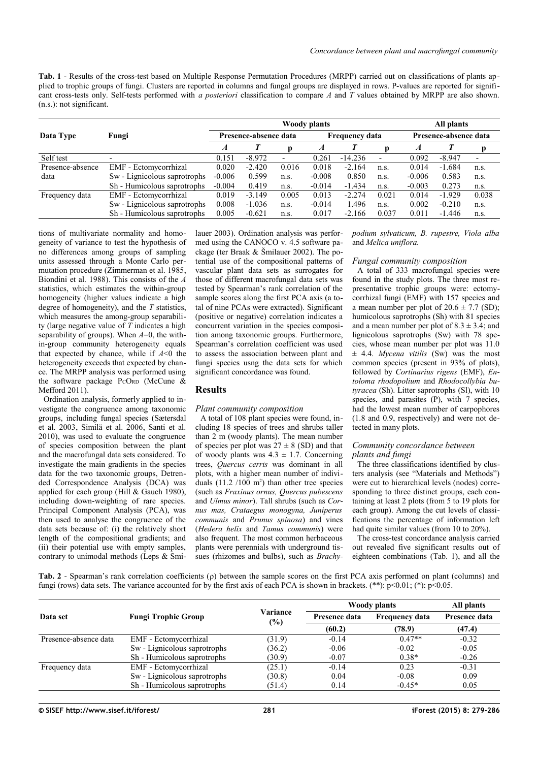**Tab. 1** - Results of the cross-test based on Multiple Response Permutation Procedures (MRPP) carried out on classifications of plants applied to trophic groups of fungi. Clusters are reported in columns and fungal groups are displayed in rows. P-values are reported for significant cross-tests only. Self-tests performed with *a posteriori* classification to compare *A* and *T* values obtained by MRPP are also shown. (n.s.): not significant.

| Data Type | Fungi | Woody plants | | | | | | All plants | | |
|---|---|---|---|---|---|---|---|---|---|---|
| | | Presence-absence data | | | Frequency data | | | Presence-absence data | | |
| | | *A* | *T* | p | *A* | *T* | p | *A* | *T* | p |
| Self test | - | 0.151 | -8.972 | - | 0.261 | -14.236 | - | 0.092 | -8.947 | - |
| Presence-absence data | EMF - Ectomycorrhizal | 0.020 | -2.420 | 0.016 | 0.018 | -2.164 | n.s. | 0.014 | -1.684 | n.s. |
| | Sw - Lignicolous saprotrophs | -0.006 | 0.599 | n.s. | -0.008 | 0.850 | n.s. | -0.006 | 0.583 | n.s. |
| | Sh - Humicolous saprotrophs | -0.004 | 0.419 | n.s. | -0.014 | -1.434 | n.s. | -0.003 | 0.273 | n.s. |
| Frequency data | EMF - Ectomycorrhizal | 0.019 | -3.149 | 0.005 | 0.013 | -2.274 | 0.021 | 0.014 | -1.929 | 0.038 |
| | Sw - Lignicolous saprotrophs | 0.008 | -1.036 | n.s. | -0.014 | 1.496 | n.s. | 0.002 | -0.210 | n.s. |
| | Sh - Humicolous saprotrophs | 0.005 | -0.621 | n.s. | 0.017 | -2.166 | 0.037 | 0.011 | -1.446 | n.s. |

tions of multivariate normality and homogeneity of variance to test the hypothesis of no differences among groups of sampling units assessed through a Monte Carlo permutation procedure (Zimmerman et al. 1985, Biondini et al. 1988). This consists of the *A* statistics, which estimates the within-group homogeneity (higher values indicate a high degree of homogeneity), and the *T* statistics, which measures the among-group separability (large negative value of *T* indicates a high separability of groups). When $A=0$, the within-group community heterogeneity equals that expected by chance, while if $A<0$ the heterogeneity exceeds that expected by chance. The MRPP analysis was performed using the software package PcOrd (McCune & Mefford 2011).

Ordination analysis, formerly applied to investigate the congruence among taxonomic groups, including fungal species (Sætersdal et al. 2003, Similä et al. 2006, Santi et al. 2010), was used to evaluate the congruence of species composition between the plant and the macrofungal data sets considered. To investigate the main gradients in the species data for the two taxonomic groups, Detrended Correspondence Analysis (DCA) was applied for each group (Hill & Gauch 1980), including down-weighting of rare species. Principal Component Analysis (PCA), was then used to analyse the congruence of the data sets because of: (i) the relatively short length of the compositional gradients; and (ii) their potential use with empty samples, contrary to unimodal methods (Leps & Smilauer 2003). Ordination analysis was performed using the CANOCO v. 4.5 software package (ter Braak & Šmilauer 2002). The potential use of the compositional patterns of vascular plant data sets as surrogates for those of different macrofungal data sets was tested by Spearman's rank correlation of the sample scores along the first PCA axis (a total of nine PCAs were extracted). Significant (positive or negative) correlation indicates a concurrent variation in the species composition among taxonomic groups. Furthermore, Spearman's correlation coefficient was used to assess the association between plant and fungi species usng the data sets for which significant concordance was found.

## Results

### Plant community composition

A total of 108 plant species were found, including 18 species of trees and shrubs taller than 2 m (woody plants). The mean number of species per plot was $27 \pm 8$ (SD) and that of woody plants was $4.3 \pm 1.7$. Concerning trees, *Quercus cerris* was dominant in all plots, with a higher mean number of individuals (11.2 /100 m$^2$) than other tree species (such as *Fraxinus ornus, Quercus pubescens* and *Ulmus minor*). Tall shrubs (such as *Cornus mas, Crataegus monogyna, Juniperus communis* and *Prunus spinosa*) and vines (*Hedera helix* and *Tamus communis*) were also frequent. The most common herbaceous plants were perennials with underground tissues (rhizomes and bulbs), such as *Brachypodium sylvaticum, B. rupestre, Viola alba* and *Melica uniflora.*

### Fungal community composition

A total of 333 macrofungal species were found in the study plots. The three most representative trophic groups were: ectomycorrhizal fungi (EMF) with 157 species and a mean number per plot of $20.6 \pm 7.7$ (SD); humicolous saprotrophs (Sh) with 81 species and a mean number per plot of $8.3 \pm 3.4$; and lignicolous saprotrophs (Sw) with 78 species, whose mean number per plot was 11.0 $\pm$ 4.4. *Mycena vitilis* (Sw) was the most common species (present in 93% of plots), followed by *Cortinarius rigens* (EMF), *Entoloma rhodopolium* and *Rhodocollybia butyracea* (Sh). Litter saprotrophs (Sl), with 10 species, and parasites (P), with 7 species, had the lowest mean number of carpophores (1.8 and 0.9, respectively) and were not detected in many plots.

### Community concordance between plants and fungi

The three classifications identified by clusters analysis (see "Materials and Methods") were cut to hierarchical levels (nodes) corresponding to three distinct groups, each containing at least 2 plots (from 5 to 19 plots for each group). Among the cut levels of classifications the percentage of information left had quite similar values (from 10 to 20%).

The cross-test concordance analysis carried out revealed five significant results out of eighteen combinations (Tab. 1), and all the

**Tab. 2** - Spearman's rank correlation coefficients (ρ) between the sample scores on the first PCA axis performed on plant (columns) and fungi (rows) data sets. The variance accounted for by the first axis of each PCA is shown in brackets. (**): p<0.01; (*): p<0.05.

| Data set | Fungi Trophic Group | Variance (%) | Woody plants | | All plants |
|---|---|---|---|---|---|
| | | | Presence data | Frequency data | Presence data |
| | | | (60.2) | (78.9) | (47.4) |
| Presence-absence data | EMF - Ectomycorrhizal | (31.9) | -0.14 | 0.47** | -0.32 |
| | Sw - Lignicolous saprotrophs | (36.2) | -0.06 | -0.02 | -0.05 |
| | Sh - Humicolous saprotrophs | (30.9) | -0.07 | 0.38* | -0.26 |
| Frequency data | EMF - Ectomycorrhizal | (25.1) | -0.14 | 0.23 | -0.31 |
| | Sw - Lignicolous saprotrophs | (30.8) | 0.04 | -0.08 | 0.09 |
| | Sh - Humicolous saprotrophs | (51.4) | 0.14 | -0.45* | 0.05 |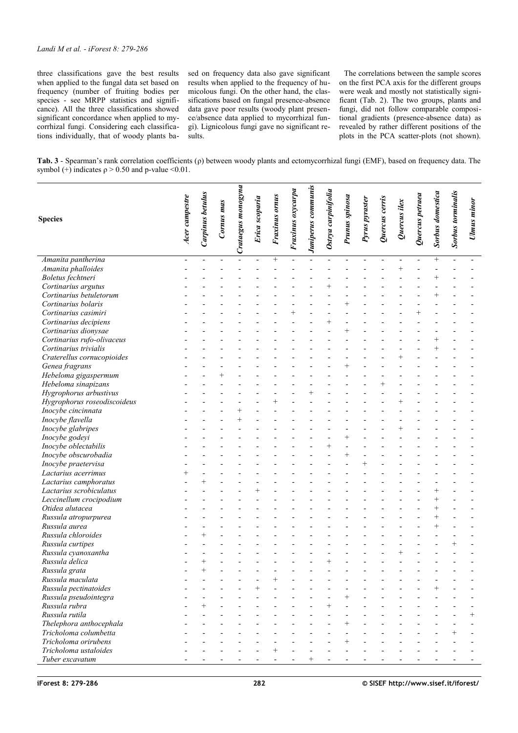three classifications gave the best results when applied to the fungal data set based on frequency (number of fruiting bodies per species - see MRPP statistics and significance). All the three classifications showed significant concordance when applied to mycorrhizal fungi. Considering each classifications individually, that of woody plants based on frequency data also gave significant results when applied to the frequency of humicolous fungi. On the other hand, the classifications based on fungal presence-absence data gave poor results (woody plant presence/absence data applied to mycorrhizal fungi). Lignicolous fungi gave no significant results.

The correlations between the sample scores on the first PCA axis for the different groups were weak and mostly not statistically significant (Tab. 2). The two groups, plants and fungi, did not follow comparable compositional gradients (presence-absence data) as revealed by rather different positions of the plots in the PCA scatter-plots (not shown).

**Tab. 3** - Spearman's rank correlation coefficients (ρ) between woody plants and ectomycorrhizal fungi (EMF), based on frequency data. The symbol (+) indicates $\rho > 0.50$ and p-value <0.01.

| Species | *Acer campestre* | *Carpinus betulus* | *Cornus mas* | *Crataegus monogyna* | *Erica scoparia* | *Fraxinus ornus* | *Fraxinus oxycarpa* | *Juniperus communis* | *Ostrya carpinifolia* | *Prunus spinosa* | *Pyrus pyraster* | *Quercus cerris* | *Quercus ilex* | *Quercus petraea* | *Sorbus domestica* | *Sorbus torminalis* | *Ulmus minor* |
|---|---|---|---|---|---|---|---|---|---|---|---|---|---|---|---|---|---|
| *Amanita pantherina* | - | - | - | - | - | + | - | - | - | - | - | - | - | - | + | - | - |
| *Amanita phalloides* | - | - | - | - | - | - | - | - | - | - | - | - | + | - | - | - | - |
| *Boletus fechtneri* | - | - | - | - | - | - | - | - | - | - | - | - | - | - | + | - | - |
| *Cortinarius argutus* | - | - | - | - | - | - | - | - | + | - | - | - | - | - | - | - | - |
| *Cortinarius betuletorum* | - | - | - | - | - | - | - | - | - | - | - | - | - | - | + | - | - |
| *Cortinarius bolaris* | - | - | - | - | - | - | - | - | - | + | - | - | - | - | - | - | - |
| *Cortinarius casimiri* | - | - | - | - | - | - | + | - | - | - | - | - | - | + | - | - | - |
| *Cortinarius decipiens* | - | - | - | - | - | - | - | - | + | - | - | - | - | - | - | - | - |
| *Cortinarius dionysae* | - | - | - | - | - | - | - | - | - | + | - | - | - | - | - | - | - |
| *Cortinarius rufo-olivaceus* | - | - | - | - | - | - | - | - | - | - | - | - | - | - | + | - | - |
| *Cortinarius trivialis* | - | - | - | - | - | - | - | - | - | - | - | - | - | - | + | - | - |
| *Craterellus cornucopioides* | - | - | - | - | - | - | - | - | - | - | - | - | + | - | - | - | - |
| *Genea fragrans* | - | - | - | - | - | - | - | - | - | + | - | - | - | - | - | - | - |
| *Hebeloma gigaspermum* | - | - | + | - | - | - | - | - | - | - | - | - | - | - | - | - | - |
| *Hebeloma sinapizans* | - | - | - | - | - | - | - | - | - | - | - | + | - | - | - | - | - |
| *Hygrophorus arbustivus* | - | - | - | - | - | - | - | + | - | - | - | - | - | - | - | - | - |
| *Hygrophorus roseodiscoideus* | - | - | - | - | - | + | - | - | - | - | - | - | + | - | - | - | - |
| *Inocybe cincinnata* | - | - | - | + | - | - | - | - | - | - | - | - | - | - | - | - | - |
| *Inocybe flavella* | - | - | - | + | - | - | - | - | - | - | - | - | - | - | - | - | - |
| *Inocybe glabripes* | - | - | - | - | - | - | - | - | - | - | - | - | + | - | - | - | - |
| *Inocybe godeyi* | - | - | - | - | - | - | - | - | - | + | - | - | - | - | - | - | - |
| *Inocybe oblectabilis* | - | - | - | - | - | - | - | - | + | - | - | - | - | - | - | - | - |
| *Inocybe obscurobadia* | - | - | - | - | - | - | - | - | - | + | - | - | - | - | - | - | - |
| *Inocybe praetervisa* | - | - | - | - | - | - | - | - | - | - | + | - | - | - | - | - | - |
| *Lactarius acerrimus* | + | - | - | - | - | - | - | - | - | - | - | - | - | - | - | - | - |
| *Lactarius camphoratus* | - | + | - | - | - | - | - | - | - | - | - | - | - | - | - | - | - |
| *Lactarius scrobiculatus* | - | - | - | - | + | - | - | - | - | - | - | - | - | - | + | - | - |
| *Leccinellum crocipodium* | - | - | - | - | - | - | - | - | - | - | - | - | - | - | + | - | - |
| *Otidea alutacea* | - | - | - | - | - | - | - | - | - | - | - | - | - | - | + | - | - |
| *Russula atropurpurea* | - | - | - | - | - | - | - | - | - | - | - | - | - | - | + | - | - |
| *Russula aurea* | - | - | - | - | - | - | - | - | - | - | - | - | - | - | + | - | - |
| *Russula chloroides* | - | + | - | - | - | - | - | - | - | - | - | - | - | - | - | - | - |
| *Russula curtipes* | - | - | - | - | - | - | - | - | - | - | - | - | - | - | - | + | - |
| *Russula cyanoxantha* | - | - | - | - | - | - | - | - | - | - | - | - | + | - | - | - | - |
| *Russula delica* | - | + | - | - | - | - | - | - | + | - | - | - | - | - | - | - | - |
| *Russula grata* | - | + | - | - | - | - | - | - | - | - | - | - | - | - | - | - | - |
| *Russula maculata* | - | - | - | - | - | + | - | - | - | - | - | - | - | - | - | - | - |
| *Russula pectinatoides* | - | - | - | - | + | - | - | - | - | - | - | - | - | - | + | - | - |
| *Russula pseudointegra* | - | - | - | - | - | - | - | - | - | + | - | - | - | - | - | - | - |
| *Russula rubra* | - | + | - | - | - | - | - | - | + | - | - | - | - | - | - | - | - |
| *Russula rutila* | - | - | - | - | - | - | - | - | - | - | - | - | - | - | - | - | + |
| *Thelephora anthocephala* | - | - | - | - | - | - | - | - | - | + | - | - | - | - | - | - | - |
| *Tricholoma columbetta* | - | - | - | - | - | - | - | - | - | - | - | - | - | - | - | + | - |
| *Tricholoma orirubens* | - | - | - | - | - | - | - | - | - | + | - | - | - | - | - | - | - |
| *Tricholoma ustaloides* | - | - | - | - | - | + | - | - | - | - | - | - | - | - | - | - | - |
| *Tuber excavatum* | - | - | - | - | - | - | - | + | - | - | - | - | - | - | - | - | - |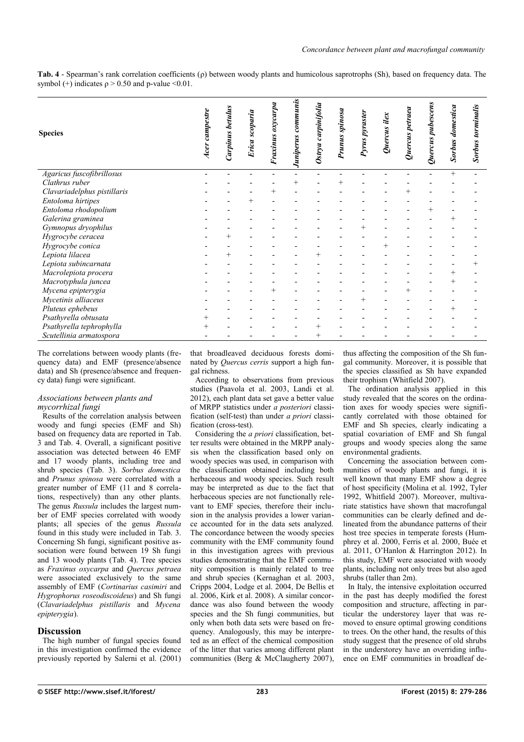**Tab. 4** - Spearman's rank correlation coefficients (ρ) between woody plants and humicolous saprotrophs (Sh), based on frequency data. The symbol (+) indicates ρ > 0.50 and p-value <0.01.

| Species | *Acer campestre* | *Carpinus betulus* | *Erica scoparia* | *Fraxinus oxycarpa* | *Juniperus communis* | *Ostrya carpinifolia* | *Prunus spinosa* | *Pyrus pyraster* | *Quercus ilex* | *Quercus petraea* | *Quercus pubescens* | *Sorbus domestica* | *Sorbus torminalis* |
|---|---|---|---|---|---|---|---|---|---|---|---|---|---|
| *Agaricus fuscofibrillosus* | - | - | - | - | - | - | - | - | - | - | - | + | - |
| *Clathrus ruber* | - | - | - | - | + | - | + | - | - | - | - | - | - |
| *Clavariadelphus pistillaris* | - | - | - | + | - | - | - | - | - | + | - | - | - |
| *Entoloma hirtipes* | - | - | + | - | - | - | - | - | - | - | - | - | - |
| *Entoloma rhodopolium* | - | - | - | - | - | - | - | - | - | - | + | - | - |
| *Galerina graminea* | - | - | - | - | - | - | - | - | - | - | - | + | - |
| *Gymnopus dryophilus* | - | - | - | - | - | - | - | + | - | - | - | - | - |
| *Hygrocybe ceracea* | - | + | - | - | - | - | - | - | - | - | - | - | - |
| *Hygrocybe conica* | - | - | - | - | - | - | - | - | + | - | - | - | - |
| *Lepiota lilacea* | - | + | - | - | - | + | - | - | - | - | - | - | - |
| *Lepiota subincarnata* | - | - | - | - | - | - | - | - | - | - | - | - | + |
| *Macrolepiota procera* | - | - | - | - | - | - | - | - | - | - | - | + | - |
| *Macrotyphula juncea* | - | - | - | - | - | - | - | - | - | - | - | + | - |
| *Mycena epipterygia* | - | - | - | + | - | - | - | - | - | + | - | - | - |
| *Mycetinis alliaceus* | - | - | - | - | - | - | - | + | - | - | - | - | - |
| *Pluteus ephebeus* | - | - | - | - | - | - | - | - | - | - | - | + | - |
| *Psathyrella obtusata* | + | - | - | - | - | - | - | - | - | - | - | - | - |
| *Psathyrella tephrophylla* | + | - | - | - | - | + | - | - | - | - | - | - | - |
| *Scutellinia armatospora* | - | - | - | - | - | + | - | - | - | - | - | - | - |

The correlations between woody plants (frequency data) and EMF (presence/absence data) and Sh (presence/absence and frequency data) fungi were significant.

### *Associations between plants and mycorrhizal fungi*

Results of the correlation analysis between woody and fungi species (EMF and Sh) based on frequency data are reported in Tab. 3 and Tab. 4. Overall, a significant positive association was detected between 46 EMF and 17 woody plants, including tree and shrub species (Tab. 3). *Sorbus domestica* and *Prunus spinosa* were correlated with a greater number of EMF (11 and 8 correlations, respectively) than any other plants. The genus *Russula* includes the largest number of EMF species correlated with woody plants; all species of the genus *Russula* found in this study were included in Tab. 3. Concerning Sh fungi, significant positive association were found between 19 Sh fungi and 13 woody plants (Tab. 4). Tree species as *Fraxinus oxycarpa* and *Quercus petraea* were associated exclusively to the same assembly of EMF (*Cortinarius casimiri* and *Hygrophorus roseodiscoideus*) and Sh fungi (*Clavariadelphus pistillaris* and *Mycena epipterygia*).

## Discussion

The high number of fungal species found in this investigation confirmed the evidence previously reported by Salerni et al. (2001) that broadleaved deciduous forests dominated by *Quercus cerris* support a high fungal richness.

According to observations from previous studies (Paavola et al. 2003, Landi et al. 2012), each plant data set gave a better value of MRPP statistics under *a posteriori* classification (self-test) than under *a priori* classification (cross-test).

Considering the *a priori* classification, better results were obtained in the MRPP analysis when the classification based only on woody species was used, in comparison with the classification obtained including both herbaceous and woody species. Such result may be interpreted as due to the fact that herbaceous species are not functionally relevant to EMF species, therefore their inclusion in the analysis provides a lower variance accounted for in the data sets analyzed. The concordance between the woody species community with the EMF community found in this investigation agrees with previous studies demonstrating that the EMF community composition is mainly related to tree and shrub species (Kernaghan et al. 2003, Cripps 2004, Lodge et al. 2004, De Bellis et al. 2006, Kirk et al. 2008). A similar concordance was also found between the woody species and the Sh fungi communities, but only when both data sets were based on frequency. Analogously, this may be interpreted as an effect of the chemical composition of the litter that varies among different plant communities (Berg & McClaugherty 2007), thus affecting the composition of the Sh fungal community. Moreover, it is possible that the species classified as Sh have expanded their trophism (Whitfield 2007).

The ordination analysis applied in this study revealed that the scores on the ordination axes for woody species were significantly correlated with those obtained for EMF and Sh species, clearly indicating a spatial covariation of EMF and Sh fungal groups and woody species along the same environmental gradients.

Concerning the association between communities of woody plants and fungi, it is well known that many EMF show a degree of host specificity (Molina et al. 1992, Tyler 1992, Whitfield 2007). Moreover, multivariate statistics have shown that macrofungal communities can be clearly defined and delineated from the abundance patterns of their host tree species in temperate forests (Humphrey et al. 2000, Ferris et al. 2000, Buée et al. 2011, O'Hanlon & Harrington 2012). In this study, EMF were associated with woody plants, including not only trees but also aged shrubs (taller than 2m).

In Italy, the intensive exploitation occurred in the past has deeply modified the forest composition and structure, affecting in particular the understorey layer that was removed to ensure optimal growing conditions to trees. On the other hand, the results of this study suggest that the presence of old shrubs in the understorey have an overriding influence on EMF communities in broadleaf de-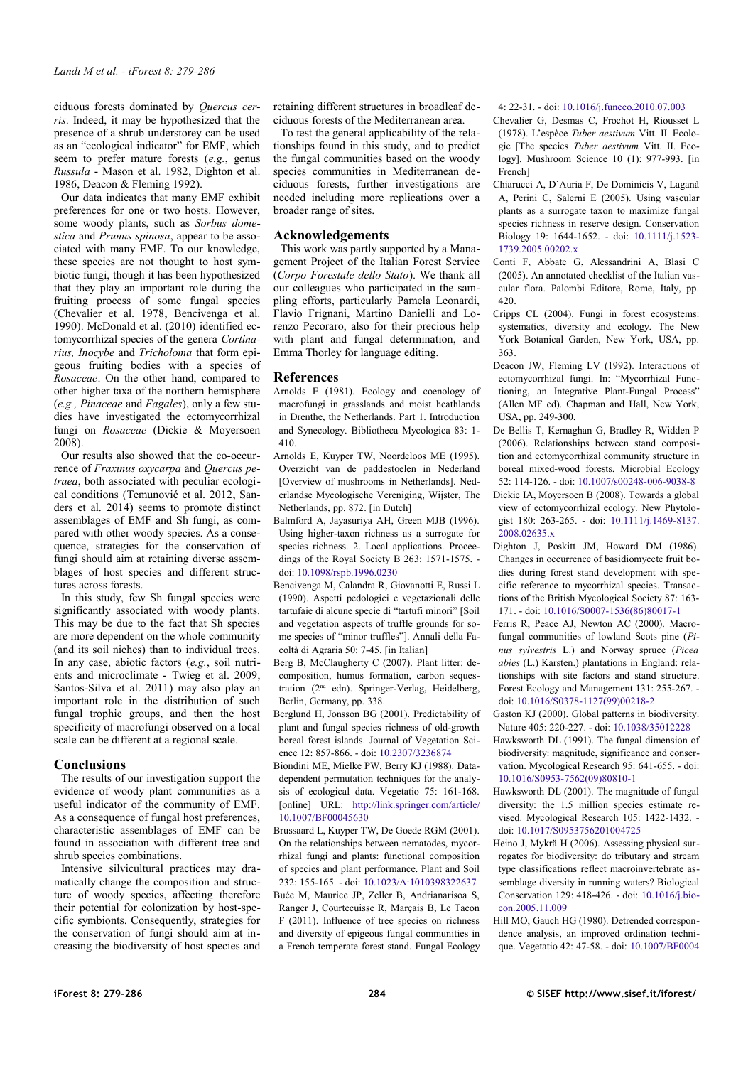ciduous forests dominated by *Quercus cerris*. Indeed, it may be hypothesized that the presence of a shrub understorey can be used as an "ecological indicator" for EMF, which seem to prefer mature forests (*e.g.*, genus *Russula* - Mason et al. 1982, Dighton et al. 1986, Deacon & Fleming 1992).

Our data indicates that many EMF exhibit preferences for one or two hosts. However, some woody plants, such as *Sorbus domestica* and *Prunus spinosa*, appear to be associated with many EMF. To our knowledge, these species are not thought to host symbiotic fungi, though it has been hypothesized that they play an important role during the fruiting process of some fungal species (Chevalier et al. 1978, Bencivenga et al. 1990). McDonald et al. (2010) identified ectomycorrhizal species of the genera *Cortinarius, Inocybe* and *Tricholoma* that form epigeous fruiting bodies with a species of *Rosaceae*. On the other hand, compared to other higher taxa of the northern hemisphere (*e.g., Pinaceae* and *Fagales*), only a few studies have investigated the ectomycorrhizal fungi on *Rosaceae* (Dickie & Moyersoen 2008).

Our results also showed that the co-occurrence of *Fraxinus oxycarpa* and *Quercus petraea*, both associated with peculiar ecological conditions (Temunović et al. 2012, Sanders et al. 2014) seems to promote distinct assemblages of EMF and Sh fungi, as compared with other woody species. As a consequence, strategies for the conservation of fungi should aim at retaining diverse assemblages of host species and different structures across forests.

In this study, few Sh fungal species were significantly associated with woody plants. This may be due to the fact that Sh species are more dependent on the whole community (and its soil niches) than to individual trees. In any case, abiotic factors (*e.g.*, soil nutrients and microclimate - Twieg et al. 2009, Santos-Silva et al. 2011) may also play an important role in the distribution of such fungal trophic groups, and then the host specificity of macrofungi observed on a local scale can be different at a regional scale.

## Conclusions

The results of our investigation support the evidence of woody plant communities as a useful indicator of the community of EMF. As a consequence of fungal host preferences, characteristic assemblages of EMF can be found in association with different tree and shrub species combinations.

Intensive silvicultural practices may dramatically change the composition and structure of woody species, affecting therefore their potential for colonization by host-specific symbionts. Consequently, strategies for the conservation of fungi should aim at increasing the biodiversity of host species and retaining different structures in broadleaf deciduous forests of the Mediterranean area.

To test the general applicability of the relationships found in this study, and to predict the fungal communities based on the woody species communities in Mediterranean deciduous forests, further investigations are needed including more replications over a broader range of sites.

## Acknowledgements

This work was partly supported by a Management Project of the Italian Forest Service (*Corpo Forestale dello Stato*). We thank all our colleagues who participated in the sampling efforts, particularly Pamela Leonardi, Flavio Frignani, Martino Danielli and Lorenzo Pecoraro, also for their precious help with plant and fungal determination, and Emma Thorley for language editing.

## References

Arnolds E (1981). Ecology and coenology of macrofungi in grasslands and moist heathlands in Drenthe, the Netherlands. Part 1. Introduction and Synecology. Bibliotheca Mycologica 83: 1-410.

Arnolds E, Kuyper TW, Noordeloos ME (1995). Overzicht van de paddestoelen in Nederland [Overview of mushrooms in Netherlands]. Nederlandse Mycologische Vereniging, Wijster, The Netherlands, pp. 872. [in Dutch]

Balmford A, Jayasuriya AH, Green MJB (1996). Using higher-taxon richness as a surrogate for species richness. 2. Local applications. Proceedings of the Royal Society B 263: 1571-1575. - doi: 10.1098/rspb.1996.0230

Bencivenga M, Calandra R, Giovanotti E, Russi L (1990). Aspetti pedologici e vegetazionali delle tartufaie di alcune specie di "tartufi minori" [Soil and vegetation aspects of truffle grounds for some species of "minor truffles"]. Annali della Facoltà di Agraria 50: 7-45. [in Italian]

Berg B, McClaugherty C (2007). Plant litter: decomposition, humus formation, carbon sequestration (2nd edn). Springer-Verlag, Heidelberg, Berlin, Germany, pp. 338.

Berglund H, Jonsson BG (2001). Predictability of plant and fungal species richness of old-growth boreal forest islands. Journal of Vegetation Science 12: 857-866. - doi: 10.2307/3236874

Biondini ME, Mielke PW, Berry KJ (1988). Data-dependent permutation techniques for the analysis of ecological data. Vegetatio 75: 161-168. [online] URL: http://link.springer.com/article/10.1007/BF00045630

Brussaard L, Kuyper TW, De Goede RGM (2001). On the relationships between nematodes, mycorrhizal fungi and plants: functional composition of species and plant performance. Plant and Soil 232: 155-165. - doi: 10.1023/A:1010398322637

Buée M, Maurice JP, Zeller B, Andrianarisoa S, Ranger J, Courtecuisse R, Marçais B, Le Tacon F (2011). Influence of tree species on richness and diversity of epigeous fungal communities in a French temperate forest stand. Fungal Ecology 4: 22-31. - doi: 10.1016/j.funeco.2010.07.003

Chevalier G, Desmas C, Frochot H, Riousset L (1978). L'espèce *Tuber aestivum* Vitt. II. Ecologie [The species *Tuber aestivum* Vitt. II. Ecology]. Mushroom Science 10 (1): 977-993. [in French]

Chiarucci A, D'Auria F, De Dominicis V, Laganà A, Perini C, Salerni E (2005). Using vascular plants as a surrogate taxon to maximize fungal species richness in reserve design. Conservation Biology 19: 1644-1652. - doi: 10.1111/j.1523-1739.2005.00202.x

Conti F, Abbate G, Alessandrini A, Blasi C (2005). An annotated checklist of the Italian vascular flora. Palombi Editore, Rome, Italy, pp. 420.

Cripps CL (2004). Fungi in forest ecosystems: systematics, diversity and ecology. The New York Botanical Garden, New York, USA, pp. 363.

Deacon JW, Fleming LV (1992). Interactions of ectomycorrhizal fungi. In: "Mycorrhizal Functioning, an Integrative Plant-Fungal Process" (Allen MF ed). Chapman and Hall, New York, USA, pp. 249-300.

De Bellis T, Kernaghan G, Bradley R, Widden P (2006). Relationships between stand composition and ectomycorrhizal community structure in boreal mixed-wood forests. Microbial Ecology 52: 114-126. - doi: 10.1007/s00248-006-9038-8

Dickie IA, Moyersoen B (2008). Towards a global view of ectomycorrhizal ecology. New Phytologist 180: 263-265. - doi: 10.1111/j.1469-8137.2008.02635.x

Dighton J, Poskitt JM, Howard DM (1986). Changes in occurrence of basidiomycete fruit bodies during forest stand development with specific reference to mycorrhizal species. Transactions of the British Mycological Society 87: 163-171. - doi: 10.1016/S0007-1536(86)80017-1

Ferris R, Peace AJ, Newton AC (2000). Macrofungal communities of lowland Scots pine (*Pinus sylvestris* L.) and Norway spruce (*Picea abies* (L.) Karsten.) plantations in England: relationships with site factors and stand structure. Forest Ecology and Management 131: 255-267. - doi: 10.1016/S0378-1127(99)00218-2

Gaston KJ (2000). Global patterns in biodiversity. Nature 405: 220-227. - doi: 10.1038/35012228

Hawksworth DL (1991). The fungal dimension of biodiversity: magnitude, significance and conservation. Mycological Research 95: 641-655. - doi: 10.1016/S0953-7562(09)80810-1

Hawksworth DL (2001). The magnitude of fungal diversity: the 1.5 million species estimate revised. Mycological Research 105: 1422-1432. - doi: 10.1017/S0953756201004725

Heino J, Mykrä H (2006). Assessing physical surrogates for biodiversity: do tributary and stream type classifications reflect macroinvertebrate assemblage diversity in running waters? Biological Conservation 129: 418-426. - doi: 10.1016/j.biocon.2005.11.009

Hill MO, Gauch HG (1980). Detrended correspondence analysis, an improved ordination technique. Vegetatio 42: 47-58. - doi: 10.1007/BF0004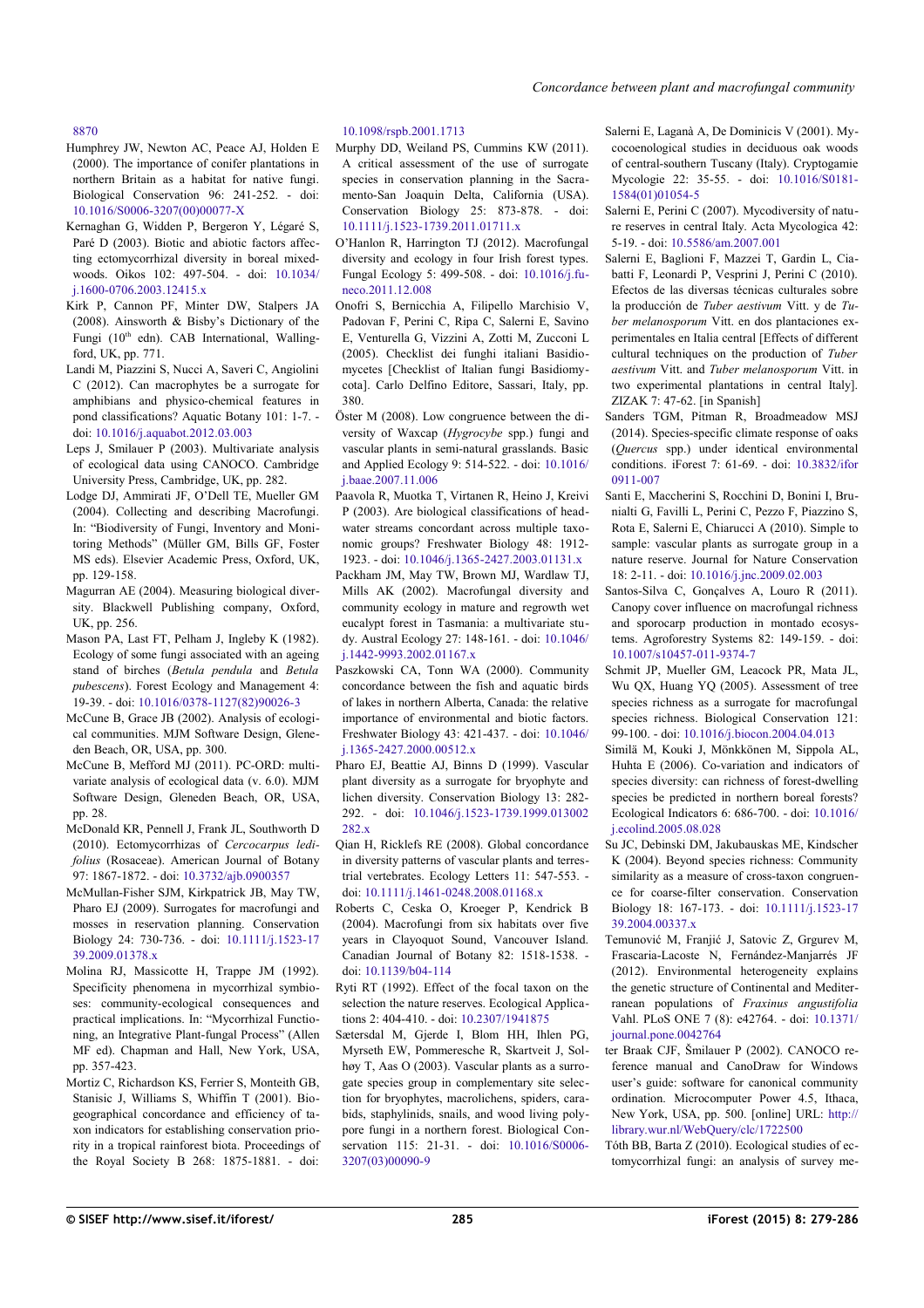8870

Humphrey JW, Newton AC, Peace AJ, Holden E (2000). The importance of conifer plantations in northern Britain as a habitat for native fungi. Biological Conservation 96: 241-252. - doi: 10.1016/S0006-3207(00)00077-X

Kernaghan G, Widden P, Bergeron Y, Légaré S, Paré D (2003). Biotic and abiotic factors affecting ectomycorrhizal diversity in boreal mixed-woods. Oikos 102: 497-504. - doi: 10.1034/j.1600-0706.2003.12415.x

Kirk P, Cannon PF, Minter DW, Stalpers JA (2008). Ainsworth & Bisby's Dictionary of the Fungi (10th edn). CAB International, Wallingford, UK, pp. 771.

Landi M, Piazzini S, Nucci A, Saveri C, Angiolini C (2012). Can macrophytes be a surrogate for amphibians and physico-chemical features in pond classifications? Aquatic Botany 101: 1-7. - doi: 10.1016/j.aquabot.2012.03.003

Leps J, Smilauer P (2003). Multivariate analysis of ecological data using CANOCO. Cambridge University Press, Cambridge, UK, pp. 282.

Lodge DJ, Ammirati JF, O'Dell TE, Mueller GM (2004). Collecting and describing Macrofungi. In: "Biodiversity of Fungi, Inventory and Monitoring Methods" (Müller GM, Bills GF, Foster MS eds). Elsevier Academic Press, Oxford, UK, pp. 129-158.

Magurran AE (2004). Measuring biological diversity. Blackwell Publishing company, Oxford, UK, pp. 256.

Mason PA, Last FT, Pelham J, Ingleby K (1982). Ecology of some fungi associated with an ageing stand of birches (*Betula pendula* and *Betula pubescens*). Forest Ecology and Management 4: 19-39. - doi: 10.1016/0378-1127(82)90026-3

McCune B, Grace JB (2002). Analysis of ecological communities. MJM Software Design, Gleneden Beach, OR, USA, pp. 300.

McCune B, Mefford MJ (2011). PC-ORD: multivariate analysis of ecological data (v. 6.0). MJM Software Design, Gleneden Beach, OR, USA, pp. 28.

McDonald KR, Pennell J, Frank JL, Southworth D (2010). Ectomycorrhizas of *Cercocarpus ledifolius* (Rosaceae). American Journal of Botany 97: 1867-1872. - doi: 10.3732/ajb.0900357

McMullan-Fisher SJM, Kirkpatrick JB, May TW, Pharo EJ (2009). Surrogates for macrofungi and mosses in reservation planning. Conservation Biology 24: 730-736. - doi: 10.1111/j.1523-1739.2009.01378.x

Molina RJ, Massicotte H, Trappe JM (1992). Specificity phenomena in mycorrhizal symbioses: community-ecological consequences and practical implications. In: "Mycorrhizal Functioning, an Integrative Plant-fungal Process" (Allen MF ed). Chapman and Hall, New York, USA, pp. 357-423.

Mortiz C, Richardson KS, Ferrier S, Monteith GB, Stanisic J, Williams S, Whiffin T (2001). Biogeographical concordance and efficiency of taxon indicators for establishing conservation priority in a tropical rainforest biota. Proceedings of the Royal Society B 268: 1875-1881. - doi: 10.1098/rspb.2001.1713

Murphy DD, Weiland PS, Cummins KW (2011). A critical assessment of the use of surrogate species in conservation planning in the Sacramento-San Joaquin Delta, California (USA). Conservation Biology 25: 873-878. - doi: 10.1111/j.1523-1739.2011.01711.x

O'Hanlon R, Harrington TJ (2012). Macrofungal diversity and ecology in four Irish forest types. Fungal Ecology 5: 499-508. - doi: 10.1016/j.funeco.2011.12.008

Onofri S, Bernicchia A, Filipello Marchisio V, Padovan F, Perini C, Ripa C, Salerni E, Savino E, Venturella G, Vizzini A, Zotti M, Zucconi L (2005). Checklist dei funghi italiani Basidiomycetes [Checklist of Italian fungi Basidiomycota]. Carlo Delfino Editore, Sassari, Italy, pp. 380.

Öster M (2008). Low congruence between the diversity of Waxcap (*Hygrocybe* spp.) fungi and vascular plants in semi-natural grasslands. Basic and Applied Ecology 9: 514-522. - doi: 10.1016/j.baae.2007.11.006

Paavola R, Muotka T, Virtanen R, Heino J, Kreivi P (2003). Are biological classifications of headwater streams concordant across multiple taxonomic groups? Freshwater Biology 48: 1912-1923. - doi: 10.1046/j.1365-2427.2003.01131.x

Packham JM, May TW, Brown MJ, Wardlaw TJ, Mills AK (2002). Macrofungal diversity and community ecology in mature and regrowth wet eucalypt forest in Tasmania: a multivariate study. Austral Ecology 27: 148-161. - doi: 10.1046/j.1442-9993.2002.01167.x

Paszkowski CA, Tonn WA (2000). Community concordance between the fish and aquatic birds of lakes in northern Alberta, Canada: the relative importance of environmental and biotic factors. Freshwater Biology 43: 421-437. - doi: 10.1046/j.1365-2427.2000.00512.x

Pharo EJ, Beattie AJ, Binns D (1999). Vascular plant diversity as a surrogate for bryophyte and lichen diversity. Conservation Biology 13: 282-292. - doi: 10.1046/j.1523-1739.1999.013002282.x

Qian H, Ricklefs RE (2008). Global concordance in diversity patterns of vascular plants and terrestrial vertebrates. Ecology Letters 11: 547-553. - doi: 10.1111/j.1461-0248.2008.01168.x

Roberts C, Ceska O, Kroeger P, Kendrick B (2004). Macrofungi from six habitats over five years in Clayoquot Sound, Vancouver Island. Canadian Journal of Botany 82: 1518-1538. - doi: 10.1139/b04-114

Ryti RT (1992). Effect of the focal taxon on the selection the nature reserves. Ecological Applications 2: 404-410. - doi: 10.2307/1941875

Sætersdal M, Gjerde I, Blom HH, Ihlen PG, Myrseth EW, Pommeresche R, Skartveit J, Solhøy T, Aas O (2003). Vascular plants as a surrogate species group in complementary site selection for bryophytes, macrolichens, spiders, carabids, staphylinids, snails, and wood living polypore fungi in a northern forest. Biological Conservation 115: 21-31. - doi: 10.1016/S0006-3207(03)00090-9

Salerni E, Laganà A, De Dominicis V (2001). Mycocoenological studies in deciduous oak woods of central-southern Tuscany (Italy). Cryptogamie Mycologie 22: 35-55. - doi: 10.1016/S0181-1584(01)01054-5

Salerni E, Perini C (2007). Mycodiversity of nature reserves in central Italy. Acta Mycologica 42: 5-19. - doi: 10.5586/am.2007.001

Salerni E, Baglioni F, Mazzei T, Gardin L, Ciabatti F, Leonardi P, Vesprini J, Perini C (2010). Efectos de las diversas técnicas culturales sobre la producción de *Tuber aestivum* Vitt. y de *Tuber melanosporum* Vitt. en dos plantaciones experimentales en Italia central [Effects of different cultural techniques on the production of *Tuber aestivum* Vitt. and *Tuber melanosporum* Vitt. in two experimental plantations in central Italy]. ZIZAK 7: 47-62. [in Spanish]

Sanders TGM, Pitman R, Broadmeadow MSJ (2014). Species-specific climate response of oaks (*Quercus* spp.) under identical environmental conditions. iForest 7: 61-69. - doi: 10.3832/ifor0911-007

Santi E, Maccherini S, Rocchini D, Bonini I, Brunialti G, Favilli L, Perini C, Pezzo F, Piazzino S, Rota E, Salerni E, Chiarucci A (2010). Simple to sample: vascular plants as surrogate group in a nature reserve. Journal for Nature Conservation 18: 2-11. - doi: 10.1016/j.jnc.2009.02.003

Santos-Silva C, Gonçalves A, Louro R (2011). Canopy cover influence on macrofungal richness and sporocarp production in montado ecosystems. Agroforestry Systems 82: 149-159. - doi: 10.1007/s10457-011-9374-7

Schmit JP, Mueller GM, Leacock PR, Mata JL, Wu QX, Huang YQ (2005). Assessment of tree species richness as a surrogate for macrofungal species richness. Biological Conservation 121: 99-100. - doi: 10.1016/j.biocon.2004.04.013

Similä M, Kouki J, Mönkkönen M, Sippola AL, Huhta E (2006). Co-variation and indicators of species diversity: can richness of forest-dwelling species be predicted in northern boreal forests? Ecological Indicators 6: 686-700. - doi: 10.1016/j.ecolind.2005.08.028

Su JC, Debinski DM, Jakubauskas ME, Kindscher K (2004). Beyond species richness: Community similarity as a measure of cross-taxon congruence for coarse-filter conservation. Conservation Biology 18: 167-173. - doi: 10.1111/j.1523-1739.2004.00337.x

Temunović M, Franjić J, Satovic Z, Grgurev M, Frascaria-Lacoste N, Fernández-Manjarrés JF (2012). Environmental heterogeneity explains the genetic structure of Continental and Mediterranean populations of *Fraxinus angustifolia* Vahl. PLoS ONE 7 (8): e42764. - doi: 10.1371/journal.pone.0042764

ter Braak CJF, Šmilauer P (2002). CANOCO reference manual and CanoDraw for Windows user's guide: software for canonical community ordination. Microcomputer Power 4.5, Ithaca, New York, USA, pp. 500. [online] URL: http://library.wur.nl/WebQuery/clc/1722500

Tóth BB, Barta Z (2010). Ecological studies of ectomycorrhizal fungi: an analysis of survey me-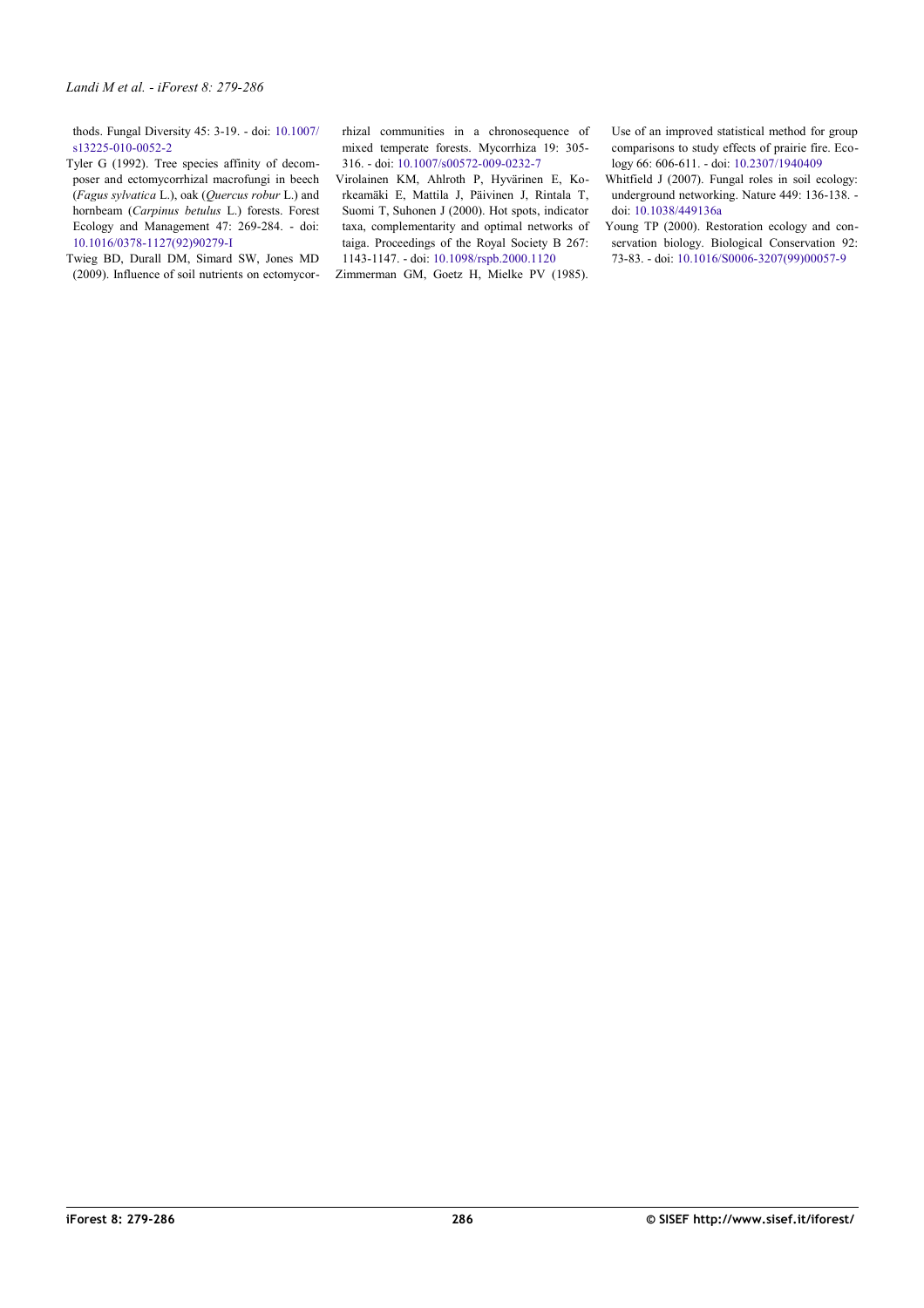thods. Fungal Diversity 45: 3-19. - doi: 10.1007/s13225-010-0052-2

Tyler G (1992). Tree species affinity of decomposer and ectomycorrhizal macrofungi in beech (*Fagus sylvatica* L.), oak (*Quercus robur* L.) and hornbeam (*Carpinus betulus* L.) forests. Forest Ecology and Management 47: 269-284. - doi: 10.1016/0378-1127(92)90279-I

Twieg BD, Durall DM, Simard SW, Jones MD (2009). Influence of soil nutrients on ectomycorrhizal communities in a chronosequence of mixed temperate forests. Mycorrhiza 19: 305-316. - doi: 10.1007/s00572-009-0232-7

Virolainen KM, Ahlroth P, Hyvärinen E, Korkeamäki E, Mattila J, Päivinen J, Rintala T, Suomi T, Suhonen J (2000). Hot spots, indicator taxa, complementarity and optimal networks of taiga. Proceedings of the Royal Society B 267: 1143-1147. - doi: 10.1098/rspb.2000.1120

Zimmerman GM, Goetz H, Mielke PV (1985). Use of an improved statistical method for group comparisons to study effects of prairie fire. Ecology 66: 606-611. - doi: 10.2307/1940409

Whitfield J (2007). Fungal roles in soil ecology: underground networking. Nature 449: 136-138. - doi: 10.1038/449136a

Young TP (2000). Restoration ecology and conservation biology. Biological Conservation 92: 73-83. - doi: 10.1016/S0006-3207(99)00057-9